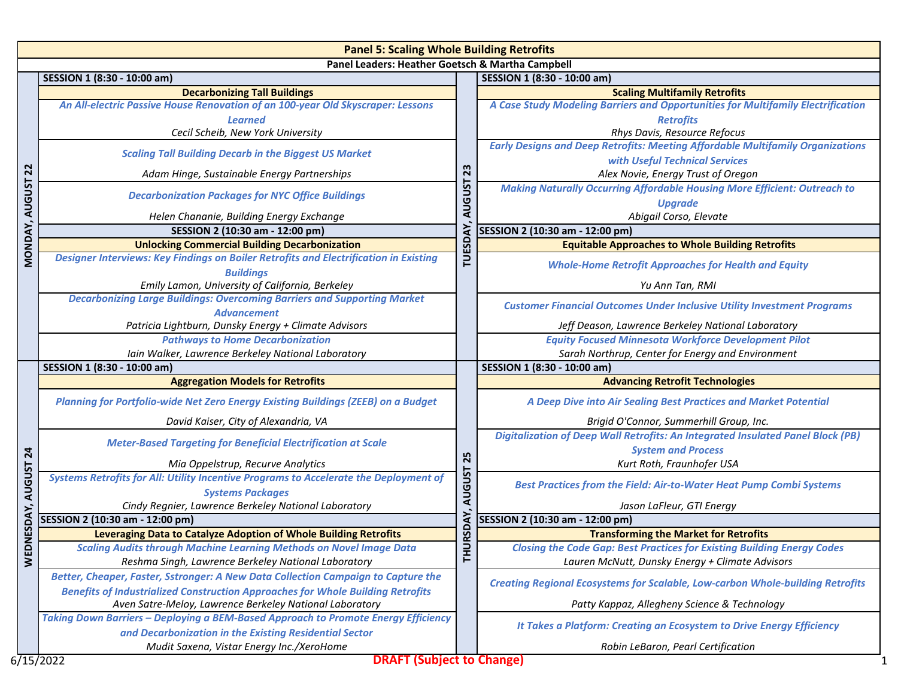# Panel 5: Scaling Whole Building Retrofits

**Panel Leaders: Heather Goetsch & Martha Campbell**

## MONDAY, AUGUST 22

### SESSION 1 (8:30 - 10:00 am)

**Decarbonizing Tall Buildings**

*An All-electric Passive House Renovation of an 100-year Old Skyscraper: Lessons Learned*
*Cecil Scheib, New York University*

*Scaling Tall Building Decarb in the Biggest US Market*
*Adam Hinge, Sustainable Energy Partnerships*

*Decarbonization Packages for NYC Office Buildings*
*Helen Chananie, Building Energy Exchange*

### SESSION 2 (10:30 am - 12:00 pm)

**Unlocking Commercial Building Decarbonization**

*Designer Interviews: Key Findings on Boiler Retrofits and Electrification in Existing Buildings*
*Emily Lamon, University of California, Berkeley*

*Decarbonizing Large Buildings: Overcoming Barriers and Supporting Market Advancement*
*Patricia Lightburn, Dunsky Energy + Climate Advisors*

*Pathways to Home Decarbonization*
*Iain Walker, Lawrence Berkeley National Laboratory*

## TUESDAY, AUGUST 23

### SESSION 1 (8:30 - 10:00 am)

**Scaling Multifamily Retrofits**

*A Case Study Modeling Barriers and Opportunities for Multifamily Electrification Retrofits*
*Rhys Davis, Resource Refocus*

*Early Designs and Deep Retrofits: Meeting Affordable Multifamily Organizations with Useful Technical Services*
*Alex Novie, Energy Trust of Oregon*

*Making Naturally Occurring Affordable Housing More Efficient: Outreach to Upgrade*
*Abigail Corso, Elevate*

### SESSION 2 (10:30 am - 12:00 pm)

**Equitable Approaches to Whole Building Retrofits**

*Whole-Home Retrofit Approaches for Health and Equity*
*Yu Ann Tan, RMI*

*Customer Financial Outcomes Under Inclusive Utility Investment Programs*
*Jeff Deason, Lawrence Berkeley National Laboratory*

*Equity Focused Minnesota Workforce Development Pilot*
*Sarah Northrup, Center for Energy and Environment*

## WEDNESDAY, AUGUST 24

### SESSION 1 (8:30 - 10:00 am)

**Aggregation Models for Retrofits**

*Planning for Portfolio-wide Net Zero Energy Existing Buildings (ZEEB) on a Budget*
*David Kaiser, City of Alexandria, VA*

*Meter-Based Targeting for Beneficial Electrification at Scale*
*Mia Oppelstrup, Recurve Analytics*

*Systems Retrofits for All: Utility Incentive Programs to Accelerate the Deployment of Systems Packages*
*Cindy Regnier, Lawrence Berkeley National Laboratory*

### SESSION 2 (10:30 am - 12:00 pm)

**Leveraging Data to Catalyze Adoption of Whole Building Retrofits**

*Scaling Audits through Machine Learning Methods on Novel Image Data*
*Reshma Singh, Lawrence Berkeley National Laboratory*

*Better, Cheaper, Faster, Sstronger: A New Data Collection Campaign to Capture the Benefits of Industrialized Construction Approaches for Whole Building Retrofits*
*Aven Satre-Meloy, Lawrence Berkeley National Laboratory*

*Taking Down Barriers – Deploying a BEM-Based Approach to Promote Energy Efficiency and Decarbonization in the Existing Residential Sector*
*Mudit Saxena, Vistar Energy Inc./XeroHome*

## THURSDAY, AUGUST 25

### SESSION 1 (8:30 - 10:00 am)

**Advancing Retrofit Technologies**

*A Deep Dive into Air Sealing Best Practices and Market Potential*
*Brigid O'Connor, Summerhill Group, Inc.*

*Digitalization of Deep Wall Retrofits: An Integrated Insulated Panel Block (PB) System and Process*
*Kurt Roth, Fraunhofer USA*

*Best Practices from the Field: Air-to-Water Heat Pump Combi Systems*
*Jason LaFleur, GTI Energy*

### SESSION 2 (10:30 am - 12:00 pm)

**Transforming the Market for Retrofits**

*Closing the Code Gap: Best Practices for Existing Building Energy Codes*
*Lauren McNutt, Dunsky Energy + Climate Advisors*

*Creating Regional Ecosystems for Scalable, Low-carbon Whole-building Retrofits*
*Patty Kappaz, Allegheny Science & Technology*

*It Takes a Platform: Creating an Ecosystem to Drive Energy Efficiency*
*Robin LeBaron, Pearl Certification*

6/15/2022 **DRAFT (Subject to Change)**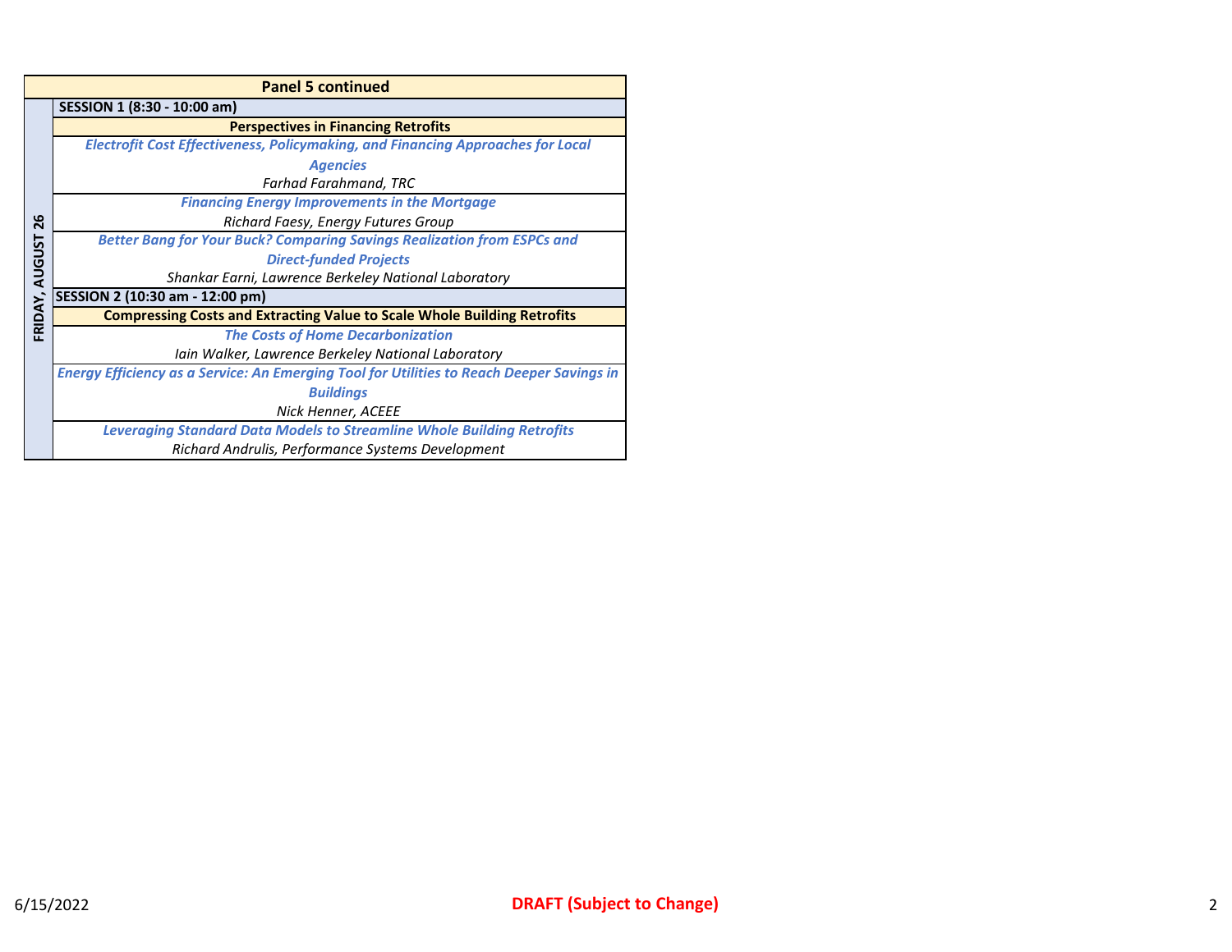| Panel 5 continued | |
|---|---|
| FRIDAY, AUGUST 26 | **SESSION 1 (8:30 - 10:00 am)** |
| | **Perspectives in Financing Retrofits** |
| | ***Electrofit Cost Effectiveness, Policymaking, and Financing Approaches for Local Agencies***<br>*Farhad Farahmand, TRC* |
| | ***Financing Energy Improvements in the Mortgage***<br>*Richard Faesy, Energy Futures Group* |
| | ***Better Bang for Your Buck? Comparing Savings Realization from ESPCs and Direct-funded Projects***<br>*Shankar Earni, Lawrence Berkeley National Laboratory* |
| | **SESSION 2 (10:30 am - 12:00 pm)** |
| | **Compressing Costs and Extracting Value to Scale Whole Building Retrofits** |
| | ***The Costs of Home Decarbonization***<br>*Iain Walker, Lawrence Berkeley National Laboratory* |
| | ***Energy Efficiency as a Service: An Emerging Tool for Utilities to Reach Deeper Savings in Buildings***<br>*Nick Henner, ACEEE* |
| | ***Leveraging Standard Data Models to Streamline Whole Building Retrofits***<br>*Richard Andrulis, Performance Systems Development* |

6/15/2022

**DRAFT (Subject to Change)**